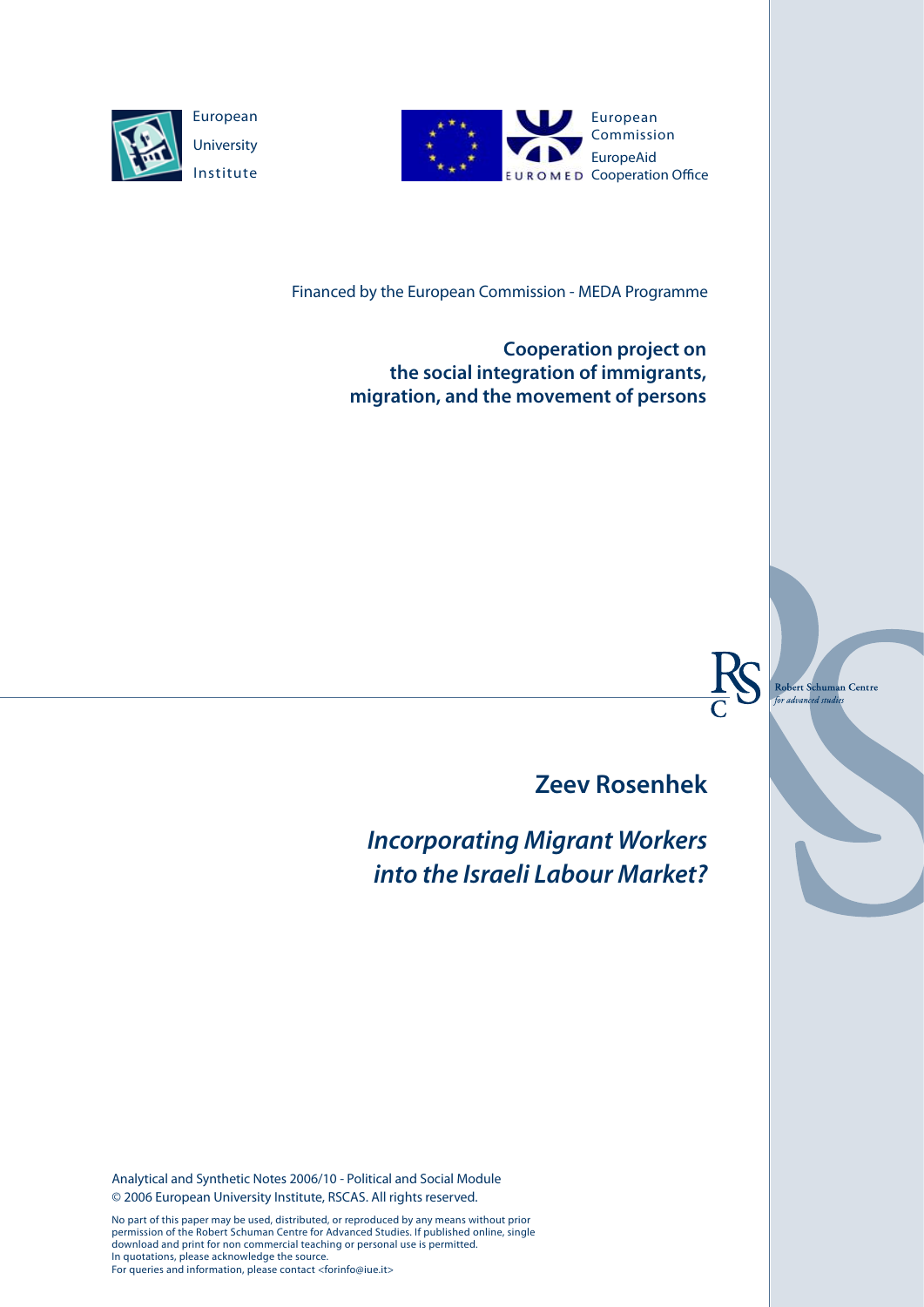European University Institute

European Commission EuropeAid Cooperation Office

EUROMED

Financed by the European Commission - MEDA Programme

**Cooperation project on the social integration of immigrants, migration, and the movement of persons**

Robert Schuman Centre for advanced studies

## Zeev Rosenhek

# *Incorporating Migrant Workers into the Israeli Labour Market?*

Analytical and Synthetic Notes 2006/10 - Political and Social Module
© 2006 European University Institute, RSCAS. All rights reserved.

No part of this paper may be used, distributed, or reproduced by any means without prior permission of the Robert Schuman Centre for Advanced Studies. If published online, single download and print for non commercial teaching or personal use is permitted.
In quotations, please acknowledge the source.
For queries and information, please contact <forinfo@iue.it>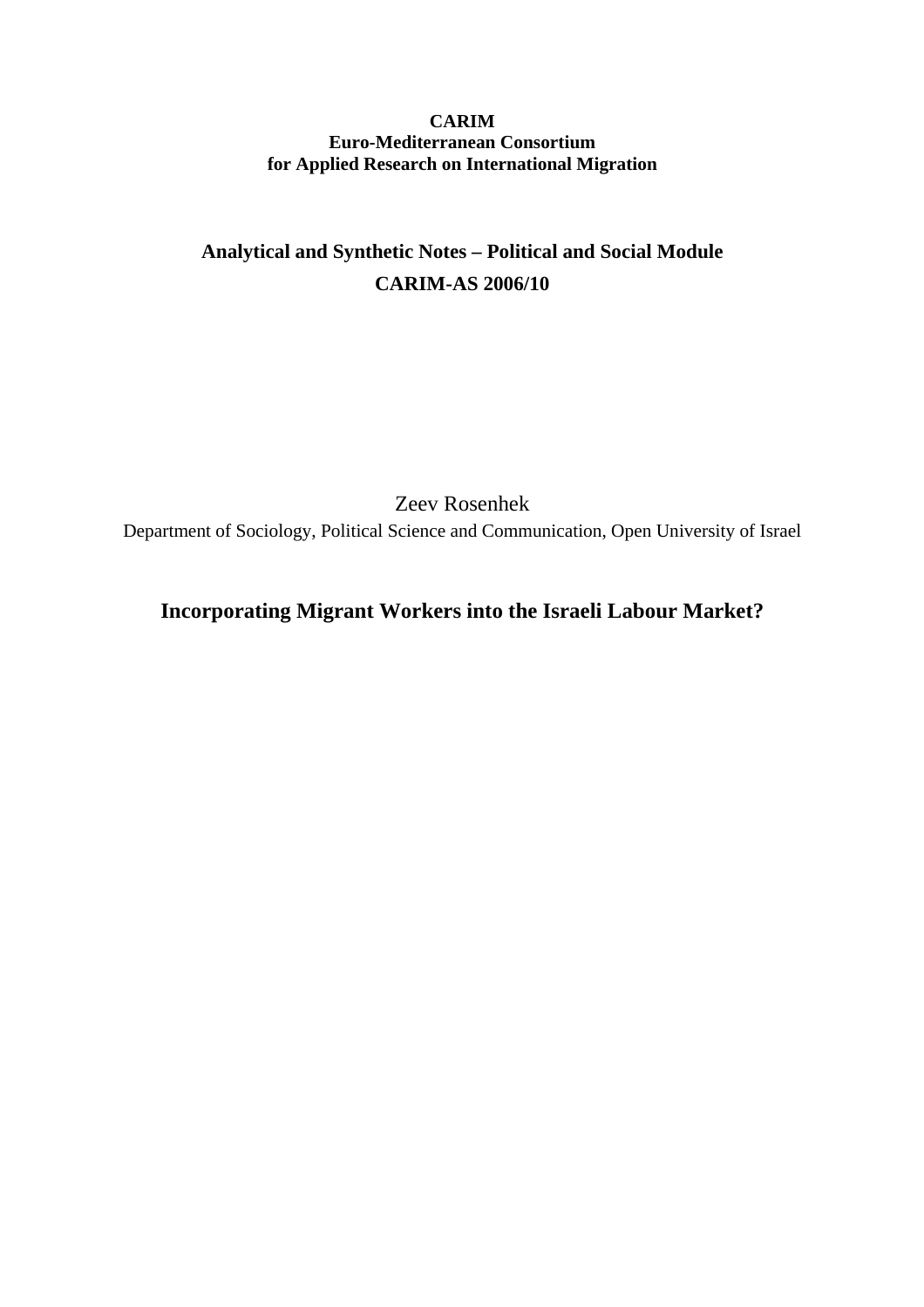**CARIM**
**Euro-Mediterranean Consortium**
**for Applied Research on International Migration**

## Analytical and Synthetic Notes – Political and Social Module

## CARIM-AS 2006/10

Zeev Rosenhek

Department of Sociology, Political Science and Communication, Open University of Israel

# Incorporating Migrant Workers into the Israeli Labour Market?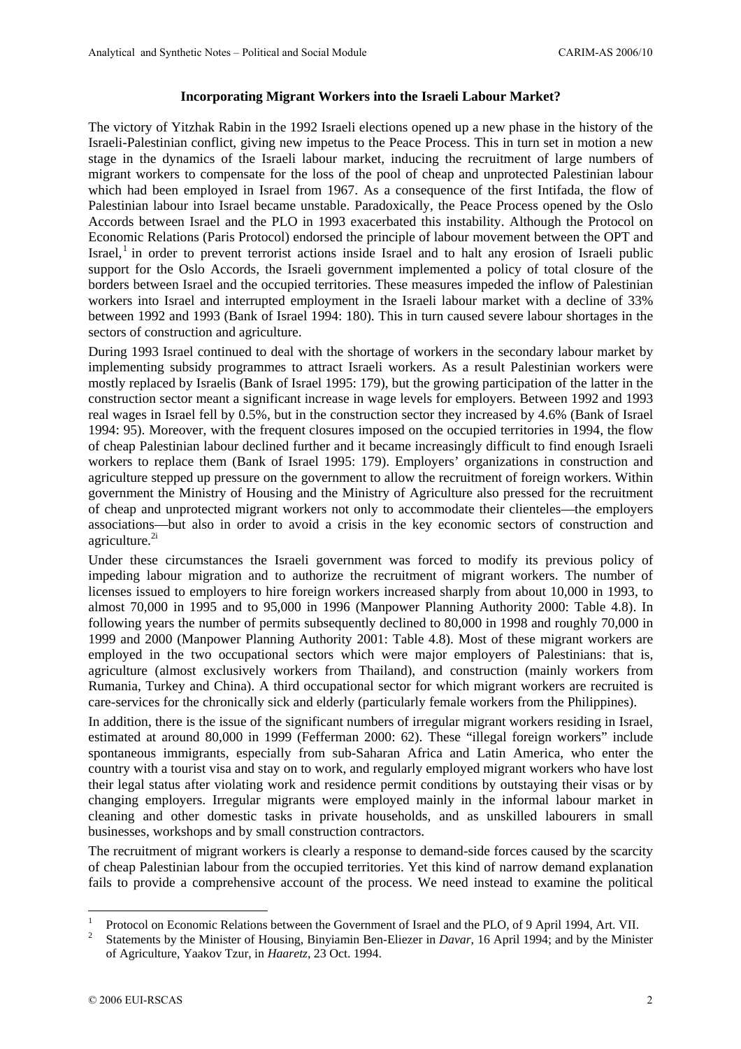### Incorporating Migrant Workers into the Israeli Labour Market?

The victory of Yitzhak Rabin in the 1992 Israeli elections opened up a new phase in the history of the Israeli-Palestinian conflict, giving new impetus to the Peace Process. This in turn set in motion a new stage in the dynamics of the Israeli labour market, inducing the recruitment of large numbers of migrant workers to compensate for the loss of the pool of cheap and unprotected Palestinian labour which had been employed in Israel from 1967. As a consequence of the first Intifada, the flow of Palestinian labour into Israel became unstable. Paradoxically, the Peace Process opened by the Oslo Accords between Israel and the PLO in 1993 exacerbated this instability. Although the Protocol on Economic Relations (Paris Protocol) endorsed the principle of labour movement between the OPT and Israel,[1] in order to prevent terrorist actions inside Israel and to halt any erosion of Israeli public support for the Oslo Accords, the Israeli government implemented a policy of total closure of the borders between Israel and the occupied territories. These measures impeded the inflow of Palestinian workers into Israel and interrupted employment in the Israeli labour market with a decline of 33% between 1992 and 1993 (Bank of Israel 1994: 180). This in turn caused severe labour shortages in the sectors of construction and agriculture.

During 1993 Israel continued to deal with the shortage of workers in the secondary labour market by implementing subsidy programmes to attract Israeli workers. As a result Palestinian workers were mostly replaced by Israelis (Bank of Israel 1995: 179), but the growing participation of the latter in the construction sector meant a significant increase in wage levels for employers. Between 1992 and 1993 real wages in Israel fell by 0.5%, but in the construction sector they increased by 4.6% (Bank of Israel 1994: 95). Moreover, with the frequent closures imposed on the occupied territories in 1994, the flow of cheap Palestinian labour declined further and it became increasingly difficult to find enough Israeli workers to replace them (Bank of Israel 1995: 179). Employers' organizations in construction and agriculture stepped up pressure on the government to allow the recruitment of foreign workers. Within government the Ministry of Housing and the Ministry of Agriculture also pressed for the recruitment of cheap and unprotected migrant workers not only to accommodate their clienteles—the employers associations—but also in order to avoid a crisis in the key economic sectors of construction and agriculture.[2i]

Under these circumstances the Israeli government was forced to modify its previous policy of impeding labour migration and to authorize the recruitment of migrant workers. The number of licenses issued to employers to hire foreign workers increased sharply from about 10,000 in 1993, to almost 70,000 in 1995 and to 95,000 in 1996 (Manpower Planning Authority 2000: Table 4.8). In following years the number of permits subsequently declined to 80,000 in 1998 and roughly 70,000 in 1999 and 2000 (Manpower Planning Authority 2001: Table 4.8). Most of these migrant workers are employed in the two occupational sectors which were major employers of Palestinians: that is, agriculture (almost exclusively workers from Thailand), and construction (mainly workers from Rumania, Turkey and China). A third occupational sector for which migrant workers are recruited is care-services for the chronically sick and elderly (particularly female workers from the Philippines).

In addition, there is the issue of the significant numbers of irregular migrant workers residing in Israel, estimated at around 80,000 in 1999 (Fefferman 2000: 62). These "illegal foreign workers" include spontaneous immigrants, especially from sub-Saharan Africa and Latin America, who enter the country with a tourist visa and stay on to work, and regularly employed migrant workers who have lost their legal status after violating work and residence permit conditions by outstaying their visas or by changing employers. Irregular migrants were employed mainly in the informal labour market in cleaning and other domestic tasks in private households, and as unskilled labourers in small businesses, workshops and by small construction contractors.

The recruitment of migrant workers is clearly a response to demand-side forces caused by the scarcity of cheap Palestinian labour from the occupied territories. Yet this kind of narrow demand explanation fails to provide a comprehensive account of the process. We need instead to examine the political

---

[1] Protocol on Economic Relations between the Government of Israel and the PLO, of 9 April 1994, Art. VII.

[2] Statements by the Minister of Housing, Binyiamin Ben-Eliezer in *Davar*, 16 April 1994; and by the Minister of Agriculture, Yaakov Tzur, in *Haaretz*, 23 Oct. 1994.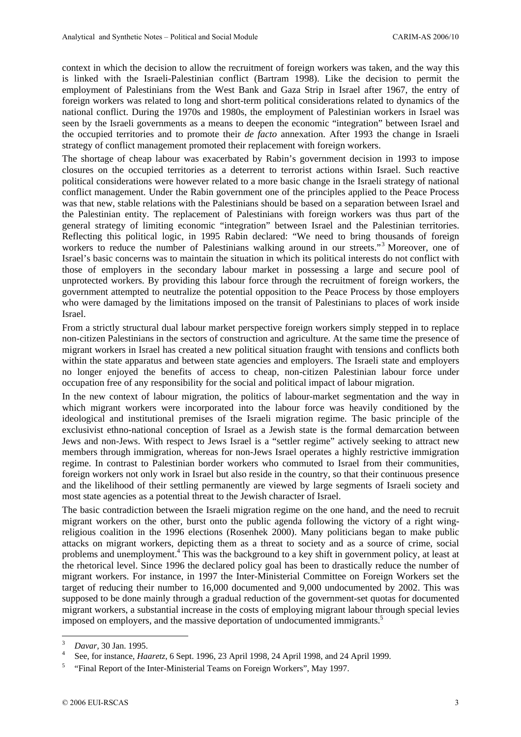context in which the decision to allow the recruitment of foreign workers was taken, and the way this is linked with the Israeli-Palestinian conflict (Bartram 1998). Like the decision to permit the employment of Palestinians from the West Bank and Gaza Strip in Israel after 1967, the entry of foreign workers was related to long and short-term political considerations related to dynamics of the national conflict. During the 1970s and 1980s, the employment of Palestinian workers in Israel was seen by the Israeli governments as a means to deepen the economic "integration" between Israel and the occupied territories and to promote their *de facto* annexation. After 1993 the change in Israeli strategy of conflict management promoted their replacement with foreign workers.

The shortage of cheap labour was exacerbated by Rabin's government decision in 1993 to impose closures on the occupied territories as a deterrent to terrorist actions within Israel. Such reactive political considerations were however related to a more basic change in the Israeli strategy of national conflict management. Under the Rabin government one of the principles applied to the Peace Process was that new, stable relations with the Palestinians should be based on a separation between Israel and the Palestinian entity. The replacement of Palestinians with foreign workers was thus part of the general strategy of limiting economic "integration" between Israel and the Palestinian territories. Reflecting this political logic, in 1995 Rabin declared: "We need to bring thousands of foreign workers to reduce the number of Palestinians walking around in our streets."[3] Moreover, one of Israel's basic concerns was to maintain the situation in which its political interests do not conflict with those of employers in the secondary labour market in possessing a large and secure pool of unprotected workers. By providing this labour force through the recruitment of foreign workers, the government attempted to neutralize the potential opposition to the Peace Process by those employers who were damaged by the limitations imposed on the transit of Palestinians to places of work inside Israel.

From a strictly structural dual labour market perspective foreign workers simply stepped in to replace non-citizen Palestinians in the sectors of construction and agriculture. At the same time the presence of migrant workers in Israel has created a new political situation fraught with tensions and conflicts both within the state apparatus and between state agencies and employers. The Israeli state and employers no longer enjoyed the benefits of access to cheap, non-citizen Palestinian labour force under occupation free of any responsibility for the social and political impact of labour migration.

In the new context of labour migration, the politics of labour-market segmentation and the way in which migrant workers were incorporated into the labour force was heavily conditioned by the ideological and institutional premises of the Israeli migration regime. The basic principle of the exclusivist ethno-national conception of Israel as a Jewish state is the formal demarcation between Jews and non-Jews. With respect to Jews Israel is a "settler regime" actively seeking to attract new members through immigration, whereas for non-Jews Israel operates a highly restrictive immigration regime. In contrast to Palestinian border workers who commuted to Israel from their communities, foreign workers not only work in Israel but also reside in the country, so that their continuous presence and the likelihood of their settling permanently are viewed by large segments of Israeli society and most state agencies as a potential threat to the Jewish character of Israel.

The basic contradiction between the Israeli migration regime on the one hand, and the need to recruit migrant workers on the other, burst onto the public agenda following the victory of a right wing-religious coalition in the 1996 elections (Rosenhek 2000). Many politicians began to make public attacks on migrant workers, depicting them as a threat to society and as a source of crime, social problems and unemployment.[4] This was the background to a key shift in government policy, at least at the rhetorical level. Since 1996 the declared policy goal has been to drastically reduce the number of migrant workers. For instance, in 1997 the Inter-Ministerial Committee on Foreign Workers set the target of reducing their number to 16,000 documented and 9,000 undocumented by 2002. This was supposed to be done mainly through a gradual reduction of the government-set quotas for documented migrant workers, a substantial increase in the costs of employing migrant labour through special levies imposed on employers, and the massive deportation of undocumented immigrants.[5]

---

[3] *Davar*, 30 Jan. 1995.

[4] See, for instance, *Haaretz*, 6 Sept. 1996, 23 April 1998, 24 April 1998, and 24 April 1999.

[5] "Final Report of the Inter-Ministerial Teams on Foreign Workers", May 1997.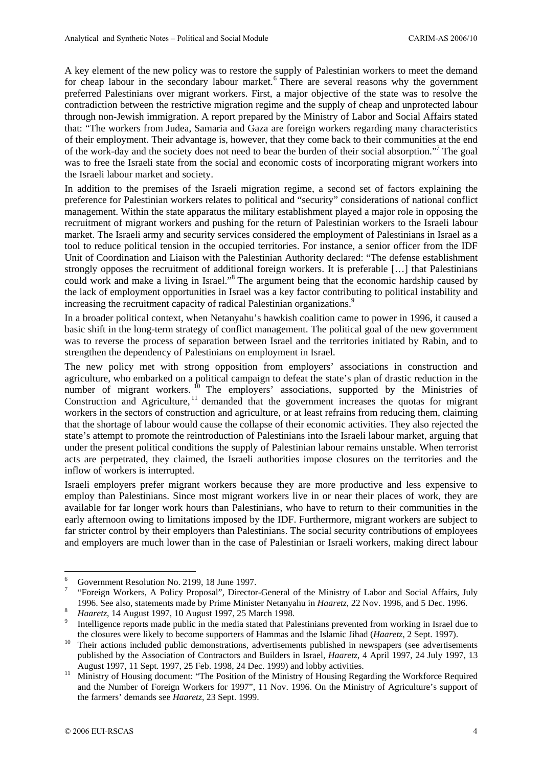A key element of the new policy was to restore the supply of Palestinian workers to meet the demand for cheap labour in the secondary labour market.[6] There are several reasons why the government preferred Palestinians over migrant workers. First, a major objective of the state was to resolve the contradiction between the restrictive migration regime and the supply of cheap and unprotected labour through non-Jewish immigration. A report prepared by the Ministry of Labor and Social Affairs stated that: "The workers from Judea, Samaria and Gaza are foreign workers regarding many characteristics of their employment. Their advantage is, however, that they come back to their communities at the end of the work-day and the society does not need to bear the burden of their social absorption."[7] The goal was to free the Israeli state from the social and economic costs of incorporating migrant workers into the Israeli labour market and society.

In addition to the premises of the Israeli migration regime, a second set of factors explaining the preference for Palestinian workers relates to political and "security" considerations of national conflict management. Within the state apparatus the military establishment played a major role in opposing the recruitment of migrant workers and pushing for the return of Palestinian workers to the Israeli labour market. The Israeli army and security services considered the employment of Palestinians in Israel as a tool to reduce political tension in the occupied territories. For instance, a senior officer from the IDF Unit of Coordination and Liaison with the Palestinian Authority declared: "The defense establishment strongly opposes the recruitment of additional foreign workers. It is preferable […] that Palestinians could work and make a living in Israel."[8] The argument being that the economic hardship caused by the lack of employment opportunities in Israel was a key factor contributing to political instability and increasing the recruitment capacity of radical Palestinian organizations.[9]

In a broader political context, when Netanyahu's hawkish coalition came to power in 1996, it caused a basic shift in the long-term strategy of conflict management. The political goal of the new government was to reverse the process of separation between Israel and the territories initiated by Rabin, and to strengthen the dependency of Palestinians on employment in Israel.

The new policy met with strong opposition from employers' associations in construction and agriculture, who embarked on a political campaign to defeat the state's plan of drastic reduction in the number of migrant workers.[10] The employers' associations, supported by the Ministries of Construction and Agriculture,[11] demanded that the government increases the quotas for migrant workers in the sectors of construction and agriculture, or at least refrains from reducing them, claiming that the shortage of labour would cause the collapse of their economic activities. They also rejected the state's attempt to promote the reintroduction of Palestinians into the Israeli labour market, arguing that under the present political conditions the supply of Palestinian labour remains unstable. When terrorist acts are perpetrated, they claimed, the Israeli authorities impose closures on the territories and the inflow of workers is interrupted.

Israeli employers prefer migrant workers because they are more productive and less expensive to employ than Palestinians. Since most migrant workers live in or near their places of work, they are available for far longer work hours than Palestinians, who have to return to their communities in the early afternoon owing to limitations imposed by the IDF. Furthermore, migrant workers are subject to far stricter control by their employers than Palestinians. The social security contributions of employees and employers are much lower than in the case of Palestinian or Israeli workers, making direct labour

---

[6] Government Resolution No. 2199, 18 June 1997.

[7] "Foreign Workers, A Policy Proposal", Director-General of the Ministry of Labor and Social Affairs, July 1996. See also, statements made by Prime Minister Netanyahu in *Haaretz*, 22 Nov. 1996, and 5 Dec. 1996.

[8] *Haaretz*, 14 August 1997, 10 August 1997, 25 March 1998.

[9] Intelligence reports made public in the media stated that Palestinians prevented from working in Israel due to the closures were likely to become supporters of Hammas and the Islamic Jihad (*Haaretz*, 2 Sept. 1997).

[10] Their actions included public demonstrations, advertisements published in newspapers (see advertisements published by the Association of Contractors and Builders in Israel, *Haaretz*, 4 April 1997, 24 July 1997, 13 August 1997, 11 Sept. 1997, 25 Feb. 1998, 24 Dec. 1999) and lobby activities.

[11] Ministry of Housing document: "The Position of the Ministry of Housing Regarding the Workforce Required and the Number of Foreign Workers for 1997", 11 Nov. 1996. On the Ministry of Agriculture's support of the farmers' demands see *Haaretz*, 23 Sept. 1999.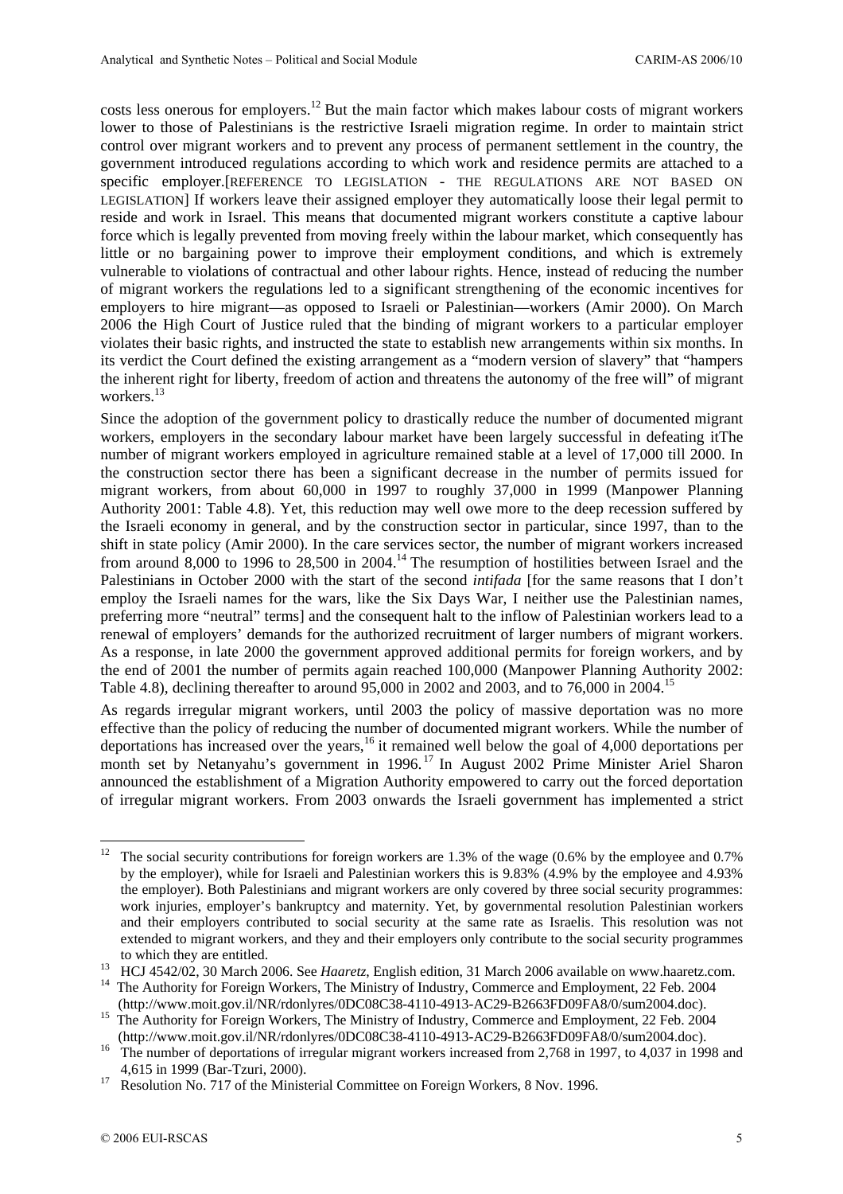costs less onerous for employers.[12] But the main factor which makes labour costs of migrant workers lower to those of Palestinians is the restrictive Israeli migration regime. In order to maintain strict control over migrant workers and to prevent any process of permanent settlement in the country, the government introduced regulations according to which work and residence permits are attached to a specific employer.[REFERENCE TO LEGISLATION - THE REGULATIONS ARE NOT BASED ON LEGISLATION] If workers leave their assigned employer they automatically loose their legal permit to reside and work in Israel. This means that documented migrant workers constitute a captive labour force which is legally prevented from moving freely within the labour market, which consequently has little or no bargaining power to improve their employment conditions, and which is extremely vulnerable to violations of contractual and other labour rights. Hence, instead of reducing the number of migrant workers the regulations led to a significant strengthening of the economic incentives for employers to hire migrant—as opposed to Israeli or Palestinian—workers (Amir 2000). On March 2006 the High Court of Justice ruled that the binding of migrant workers to a particular employer violates their basic rights, and instructed the state to establish new arrangements within six months. In its verdict the Court defined the existing arrangement as a "modern version of slavery" that "hampers the inherent right for liberty, freedom of action and threatens the autonomy of the free will" of migrant workers.[13]

Since the adoption of the government policy to drastically reduce the number of documented migrant workers, employers in the secondary labour market have been largely successful in defeating itThe number of migrant workers employed in agriculture remained stable at a level of 17,000 till 2000. In the construction sector there has been a significant decrease in the number of permits issued for migrant workers, from about 60,000 in 1997 to roughly 37,000 in 1999 (Manpower Planning Authority 2001: Table 4.8). Yet, this reduction may well owe more to the deep recession suffered by the Israeli economy in general, and by the construction sector in particular, since 1997, than to the shift in state policy (Amir 2000). In the care services sector, the number of migrant workers increased from around 8,000 to 1996 to 28,500 in 2004.[14] The resumption of hostilities between Israel and the Palestinians in October 2000 with the start of the second *intifada* [for the same reasons that I don't employ the Israeli names for the wars, like the Six Days War, I neither use the Palestinian names, preferring more "neutral" terms] and the consequent halt to the inflow of Palestinian workers lead to a renewal of employers' demands for the authorized recruitment of larger numbers of migrant workers. As a response, in late 2000 the government approved additional permits for foreign workers, and by the end of 2001 the number of permits again reached 100,000 (Manpower Planning Authority 2002: Table 4.8), declining thereafter to around 95,000 in 2002 and 2003, and to 76,000 in 2004.[15]

As regards irregular migrant workers, until 2003 the policy of massive deportation was no more effective than the policy of reducing the number of documented migrant workers. While the number of deportations has increased over the years,[16] it remained well below the goal of 4,000 deportations per month set by Netanyahu's government in 1996.[17] In August 2002 Prime Minister Ariel Sharon announced the establishment of a Migration Authority empowered to carry out the forced deportation of irregular migrant workers. From 2003 onwards the Israeli government has implemented a strict

---

[12] The social security contributions for foreign workers are 1.3% of the wage (0.6% by the employee and 0.7% by the employer), while for Israeli and Palestinian workers this is 9.83% (4.9% by the employee and 4.93% the employer). Both Palestinians and migrant workers are only covered by three social security programmes: work injuries, employer's bankruptcy and maternity. Yet, by governmental resolution Palestinian workers and their employers contributed to social security at the same rate as Israelis. This resolution was not extended to migrant workers, and they and their employers only contribute to the social security programmes to which they are entitled.

[13] HCJ 4542/02, 30 March 2006. See *Haaretz*, English edition, 31 March 2006 available on www.haaretz.com.

[14] The Authority for Foreign Workers, The Ministry of Industry, Commerce and Employment, 22 Feb. 2004 (http://www.moit.gov.il/NR/rdonlyres/0DC08C38-4110-4913-AC29-B2663FD09FA8/0/sum2004.doc).

[15] The Authority for Foreign Workers, The Ministry of Industry, Commerce and Employment, 22 Feb. 2004 (http://www.moit.gov.il/NR/rdonlyres/0DC08C38-4110-4913-AC29-B2663FD09FA8/0/sum2004.doc).

[16] The number of deportations of irregular migrant workers increased from 2,768 in 1997, to 4,037 in 1998 and 4,615 in 1999 (Bar-Tzuri, 2000).

[17] Resolution No. 717 of the Ministerial Committee on Foreign Workers, 8 Nov. 1996.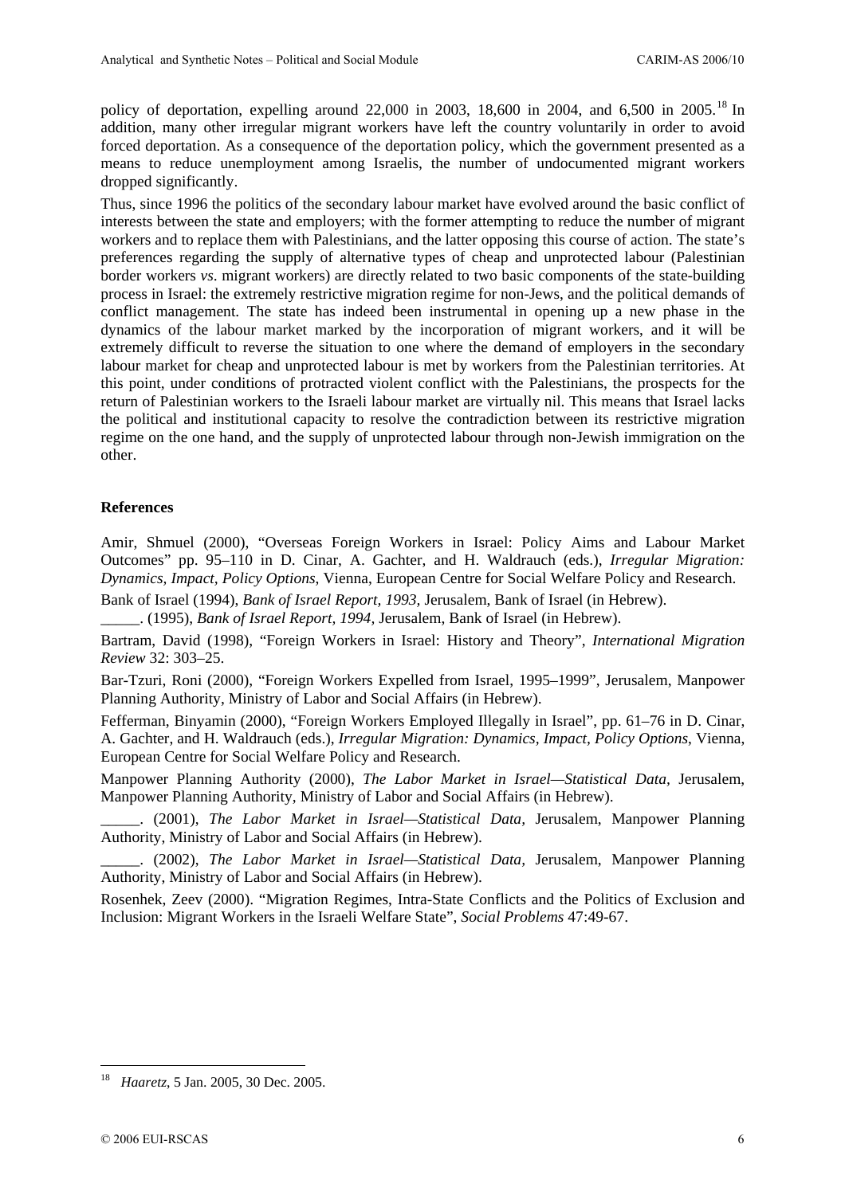policy of deportation, expelling around 22,000 in 2003, 18,600 in 2004, and 6,500 in 2005.[18] In addition, many other irregular migrant workers have left the country voluntarily in order to avoid forced deportation. As a consequence of the deportation policy, which the government presented as a means to reduce unemployment among Israelis, the number of undocumented migrant workers dropped significantly.

Thus, since 1996 the politics of the secondary labour market have evolved around the basic conflict of interests between the state and employers; with the former attempting to reduce the number of migrant workers and to replace them with Palestinians, and the latter opposing this course of action. The state's preferences regarding the supply of alternative types of cheap and unprotected labour (Palestinian border workers *vs*. migrant workers) are directly related to two basic components of the state-building process in Israel: the extremely restrictive migration regime for non-Jews, and the political demands of conflict management. The state has indeed been instrumental in opening up a new phase in the dynamics of the labour market marked by the incorporation of migrant workers, and it will be extremely difficult to reverse the situation to one where the demand of employers in the secondary labour market for cheap and unprotected labour is met by workers from the Palestinian territories. At this point, under conditions of protracted violent conflict with the Palestinians, the prospects for the return of Palestinian workers to the Israeli labour market are virtually nil. This means that Israel lacks the political and institutional capacity to resolve the contradiction between its restrictive migration regime on the one hand, and the supply of unprotected labour through non-Jewish immigration on the other.

## References

Amir, Shmuel (2000), "Overseas Foreign Workers in Israel: Policy Aims and Labour Market Outcomes" pp. 95–110 in D. Cinar, A. Gachter, and H. Waldrauch (eds.), *Irregular Migration: Dynamics, Impact, Policy Options*, Vienna, European Centre for Social Welfare Policy and Research.

Bank of Israel (1994), *Bank of Israel Report, 1993*, Jerusalem, Bank of Israel (in Hebrew).

_____. (1995), *Bank of Israel Report, 1994*, Jerusalem, Bank of Israel (in Hebrew).

Bartram, David (1998), "Foreign Workers in Israel: History and Theory", *International Migration Review* 32: 303–25.

Bar-Tzuri, Roni (2000), "Foreign Workers Expelled from Israel, 1995–1999", Jerusalem, Manpower Planning Authority, Ministry of Labor and Social Affairs (in Hebrew).

Fefferman, Binyamin (2000), "Foreign Workers Employed Illegally in Israel", pp. 61–76 in D. Cinar, A. Gachter, and H. Waldrauch (eds.), *Irregular Migration: Dynamics, Impact, Policy Options*, Vienna, European Centre for Social Welfare Policy and Research.

Manpower Planning Authority (2000), *The Labor Market in Israel—Statistical Data*, Jerusalem, Manpower Planning Authority, Ministry of Labor and Social Affairs (in Hebrew).

_____. (2001), *The Labor Market in Israel—Statistical Data*, Jerusalem, Manpower Planning Authority, Ministry of Labor and Social Affairs (in Hebrew).

_____. (2002), *The Labor Market in Israel—Statistical Data*, Jerusalem, Manpower Planning Authority, Ministry of Labor and Social Affairs (in Hebrew).

Rosenhek, Zeev (2000). "Migration Regimes, Intra-State Conflicts and the Politics of Exclusion and Inclusion: Migrant Workers in the Israeli Welfare State", *Social Problems* 47:49-67.

---

[18] *Haaretz*, 5 Jan. 2005, 30 Dec. 2005.